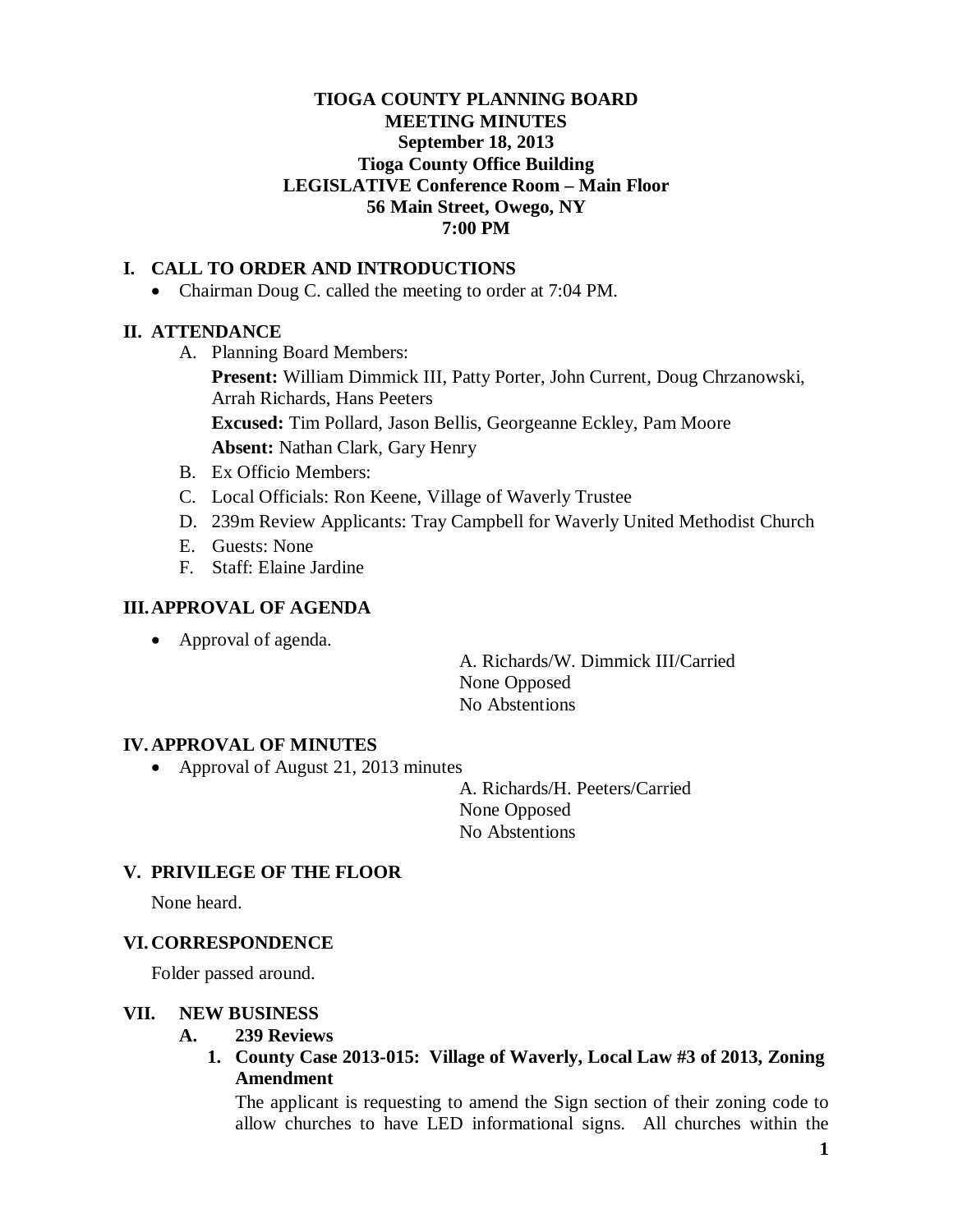**TIOGA COUNTY PLANNING BOARD**
**MEETING MINUTES**
**September 18, 2013**
**Tioga County Office Building**
**LEGISLATIVE Conference Room – Main Floor**
**56 Main Street, Owego, NY**
**7:00 PM**

## I. CALL TO ORDER AND INTRODUCTIONS

- Chairman Doug C. called the meeting to order at 7:04 PM.

## II. ATTENDANCE

A. Planning Board Members:

**Present:** William Dimmick III, Patty Porter, John Current, Doug Chrzanowski, Arrah Richards, Hans Peeters

**Excused:** Tim Pollard, Jason Bellis, Georgeanne Eckley, Pam Moore

**Absent:** Nathan Clark, Gary Henry

B. Ex Officio Members:

C. Local Officials: Ron Keene, Village of Waverly Trustee

D. 239m Review Applicants: Tray Campbell for Waverly United Methodist Church

E. Guests: None

F. Staff: Elaine Jardine

## III. APPROVAL OF AGENDA

- Approval of agenda.

A. Richards/W. Dimmick III/Carried
None Opposed
No Abstentions

## IV. APPROVAL OF MINUTES

- Approval of August 21, 2013 minutes

A. Richards/H. Peeters/Carried
None Opposed
No Abstentions

## V. PRIVILEGE OF THE FLOOR

None heard.

## VI. CORRESPONDENCE

Folder passed around.

## VII. NEW BUSINESS

### A. 239 Reviews

**1. County Case 2013-015: Village of Waverly, Local Law #3 of 2013, Zoning Amendment**

The applicant is requesting to amend the Sign section of their zoning code to allow churches to have LED informational signs. All churches within the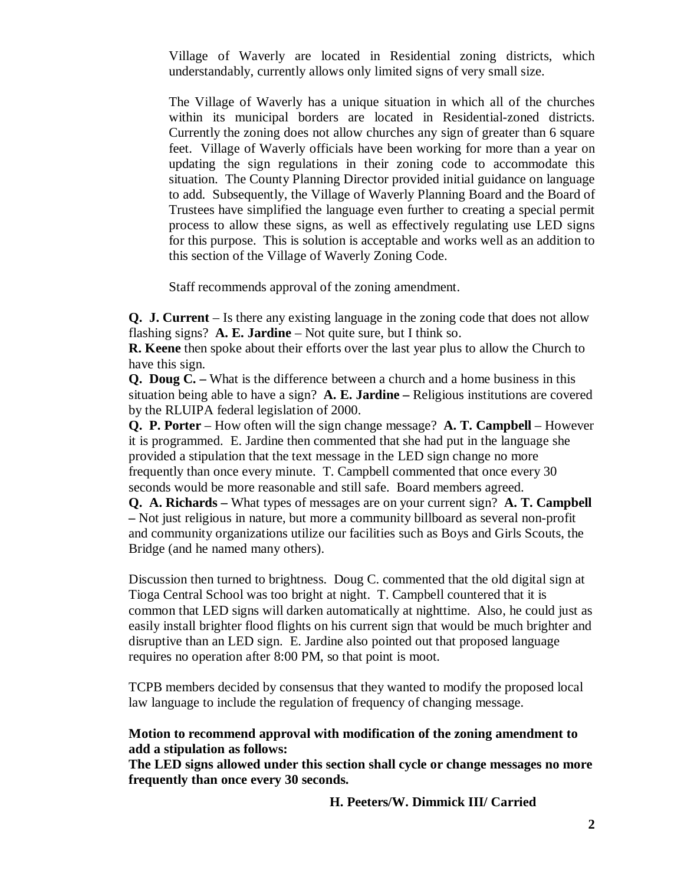Village of Waverly are located in Residential zoning districts, which understandably, currently allows only limited signs of very small size.

The Village of Waverly has a unique situation in which all of the churches within its municipal borders are located in Residential-zoned districts. Currently the zoning does not allow churches any sign of greater than 6 square feet. Village of Waverly officials have been working for more than a year on updating the sign regulations in their zoning code to accommodate this situation. The County Planning Director provided initial guidance on language to add. Subsequently, the Village of Waverly Planning Board and the Board of Trustees have simplified the language even further to creating a special permit process to allow these signs, as well as effectively regulating use LED signs for this purpose. This is solution is acceptable and works well as an addition to this section of the Village of Waverly Zoning Code.

Staff recommends approval of the zoning amendment.

**Q. J. Current** – Is there any existing language in the zoning code that does not allow flashing signs? **A. E. Jardine** – Not quite sure, but I think so.
**R. Keene** then spoke about their efforts over the last year plus to allow the Church to have this sign.
**Q. Doug C. –** What is the difference between a church and a home business in this situation being able to have a sign? **A. E. Jardine –** Religious institutions are covered by the RLUIPA federal legislation of 2000.
**Q. P. Porter** – How often will the sign change message? **A. T. Campbell** – However it is programmed. E. Jardine then commented that she had put in the language she provided a stipulation that the text message in the LED sign change no more frequently than once every minute. T. Campbell commented that once every 30 seconds would be more reasonable and still safe. Board members agreed.
**Q. A. Richards –** What types of messages are on your current sign? **A. T. Campbell –** Not just religious in nature, but more a community billboard as several non-profit and community organizations utilize our facilities such as Boys and Girls Scouts, the Bridge (and he named many others).

Discussion then turned to brightness. Doug C. commented that the old digital sign at Tioga Central School was too bright at night. T. Campbell countered that it is common that LED signs will darken automatically at nighttime. Also, he could just as easily install brighter flood flights on his current sign that would be much brighter and disruptive than an LED sign. E. Jardine also pointed out that proposed language requires no operation after 8:00 PM, so that point is moot.

TCPB members decided by consensus that they wanted to modify the proposed local law language to include the regulation of frequency of changing message.

**Motion to recommend approval with modification of the zoning amendment to add a stipulation as follows:**
**The LED signs allowed under this section shall cycle or change messages no more frequently than once every 30 seconds.**

**H. Peeters/W. Dimmick III/ Carried**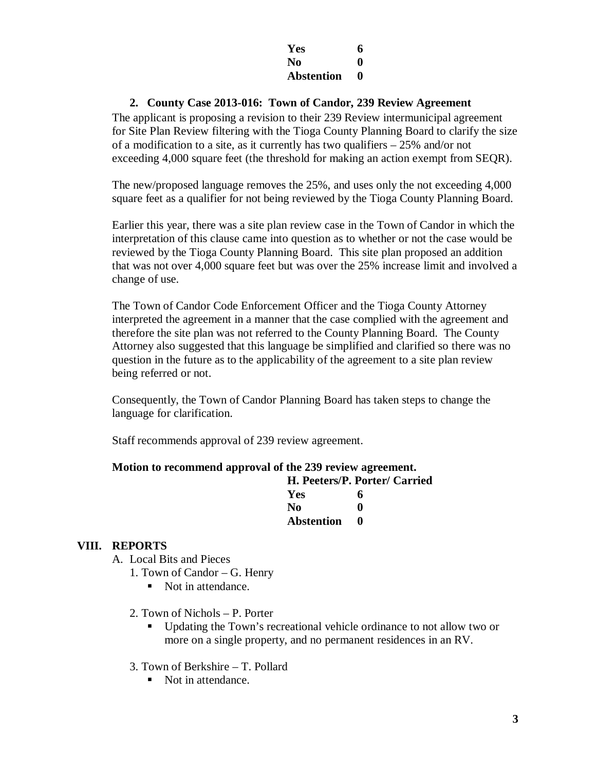| | |
|---|---|
| **Yes** | **6** |
| **No** | **0** |
| **Abstention** | **0** |

2. **County Case 2013-016: Town of Candor, 239 Review Agreement**

The applicant is proposing a revision to their 239 Review intermunicipal agreement for Site Plan Review filtering with the Tioga County Planning Board to clarify the size of a modification to a site, as it currently has two qualifiers – 25% and/or not exceeding 4,000 square feet (the threshold for making an action exempt from SEQR).

The new/proposed language removes the 25%, and uses only the not exceeding 4,000 square feet as a qualifier for not being reviewed by the Tioga County Planning Board.

Earlier this year, there was a site plan review case in the Town of Candor in which the interpretation of this clause came into question as to whether or not the case would be reviewed by the Tioga County Planning Board. This site plan proposed an addition that was not over 4,000 square feet but was over the 25% increase limit and involved a change of use.

The Town of Candor Code Enforcement Officer and the Tioga County Attorney interpreted the agreement in a manner that the case complied with the agreement and therefore the site plan was not referred to the County Planning Board. The County Attorney also suggested that this language be simplified and clarified so there was no question in the future as to the applicability of the agreement to a site plan review being referred or not.

Consequently, the Town of Candor Planning Board has taken steps to change the language for clarification.

Staff recommends approval of 239 review agreement.

**Motion to recommend approval of the 239 review agreement.**

**H. Peeters/P. Porter/ Carried**

| | |
|---|---|
| **Yes** | **6** |
| **No** | **0** |
| **Abstention** | **0** |

## VIII. REPORTS

A. Local Bits and Pieces

1. Town of Candor – G. Henry
   - Not in attendance.

2. Town of Nichols – P. Porter
   - Updating the Town's recreational vehicle ordinance to not allow two or more on a single property, and no permanent residences in an RV.

3. Town of Berkshire – T. Pollard
   - Not in attendance.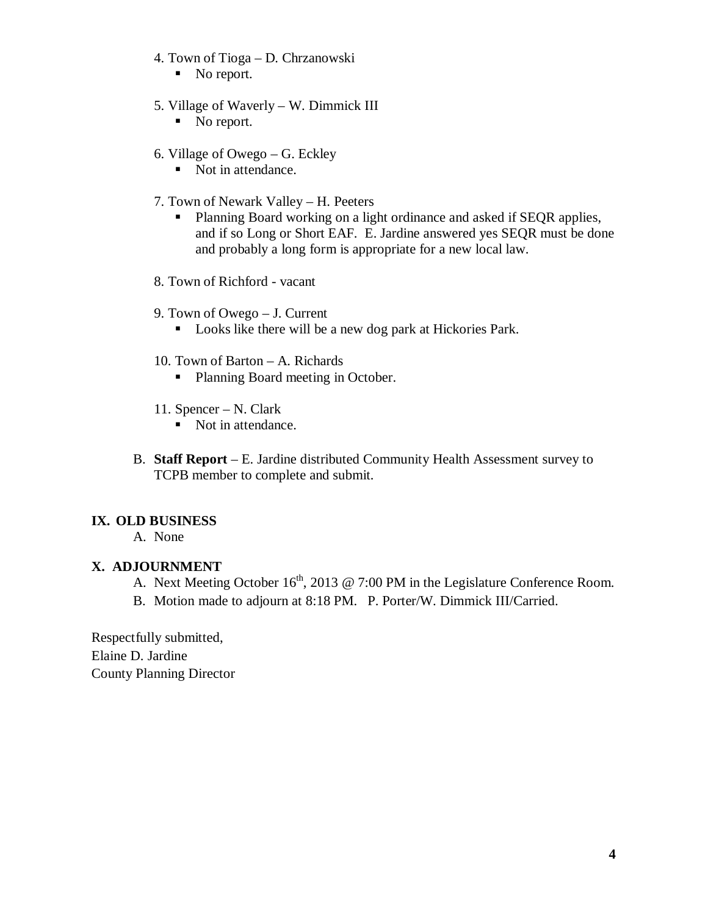4. Town of Tioga – D. Chrzanowski
   - No report.

5. Village of Waverly – W. Dimmick III
   - No report.

6. Village of Owego – G. Eckley
   - Not in attendance.

7. Town of Newark Valley – H. Peeters
   - Planning Board working on a light ordinance and asked if SEQR applies, and if so Long or Short EAF. E. Jardine answered yes SEQR must be done and probably a long form is appropriate for a new local law.

8. Town of Richford - vacant

9. Town of Owego – J. Current
   - Looks like there will be a new dog park at Hickories Park.

10. Town of Barton – A. Richards
    - Planning Board meeting in October.

11. Spencer – N. Clark
    - Not in attendance.

B. **Staff Report** – E. Jardine distributed Community Health Assessment survey to TCPB member to complete and submit.

## IX. OLD BUSINESS

A. None

## X. ADJOURNMENT

A. Next Meeting October 16th, 2013 @ 7:00 PM in the Legislature Conference Room.

B. Motion made to adjourn at 8:18 PM. P. Porter/W. Dimmick III/Carried.

Respectfully submitted,
Elaine D. Jardine
County Planning Director